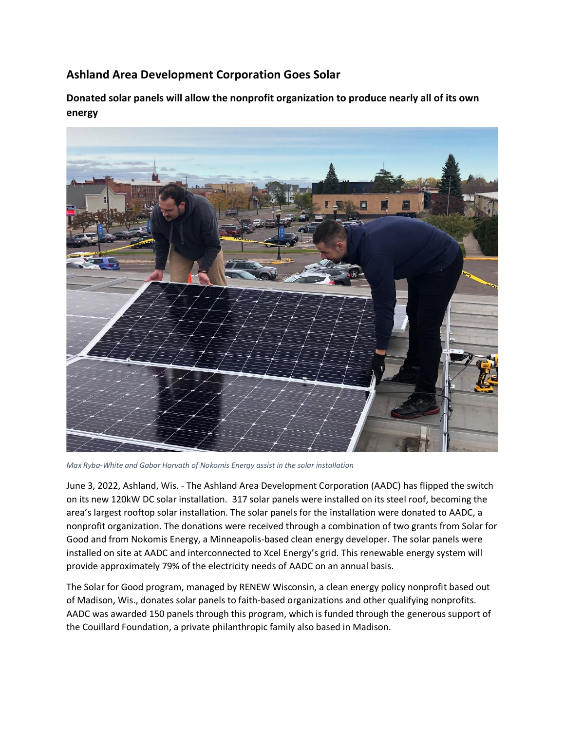# Ashland Area Development Corporation Goes Solar

## Donated solar panels will allow the nonprofit organization to produce nearly all of its own energy

*Max Ryba-White and Gabor Horvath of Nokomis Energy assist in the solar installation*

June 3, 2022, Ashland, Wis. - The Ashland Area Development Corporation (AADC) has flipped the switch on its new 120kW DC solar installation. 317 solar panels were installed on its steel roof, becoming the area's largest rooftop solar installation. The solar panels for the installation were donated to AADC, a nonprofit organization. The donations were received through a combination of two grants from Solar for Good and from Nokomis Energy, a Minneapolis-based clean energy developer. The solar panels were installed on site at AADC and interconnected to Xcel Energy's grid. This renewable energy system will provide approximately 79% of the electricity needs of AADC on an annual basis.

The Solar for Good program, managed by RENEW Wisconsin, a clean energy policy nonprofit based out of Madison, Wis., donates solar panels to faith-based organizations and other qualifying nonprofits. AADC was awarded 150 panels through this program, which is funded through the generous support of the Couillard Foundation, a private philanthropic family also based in Madison.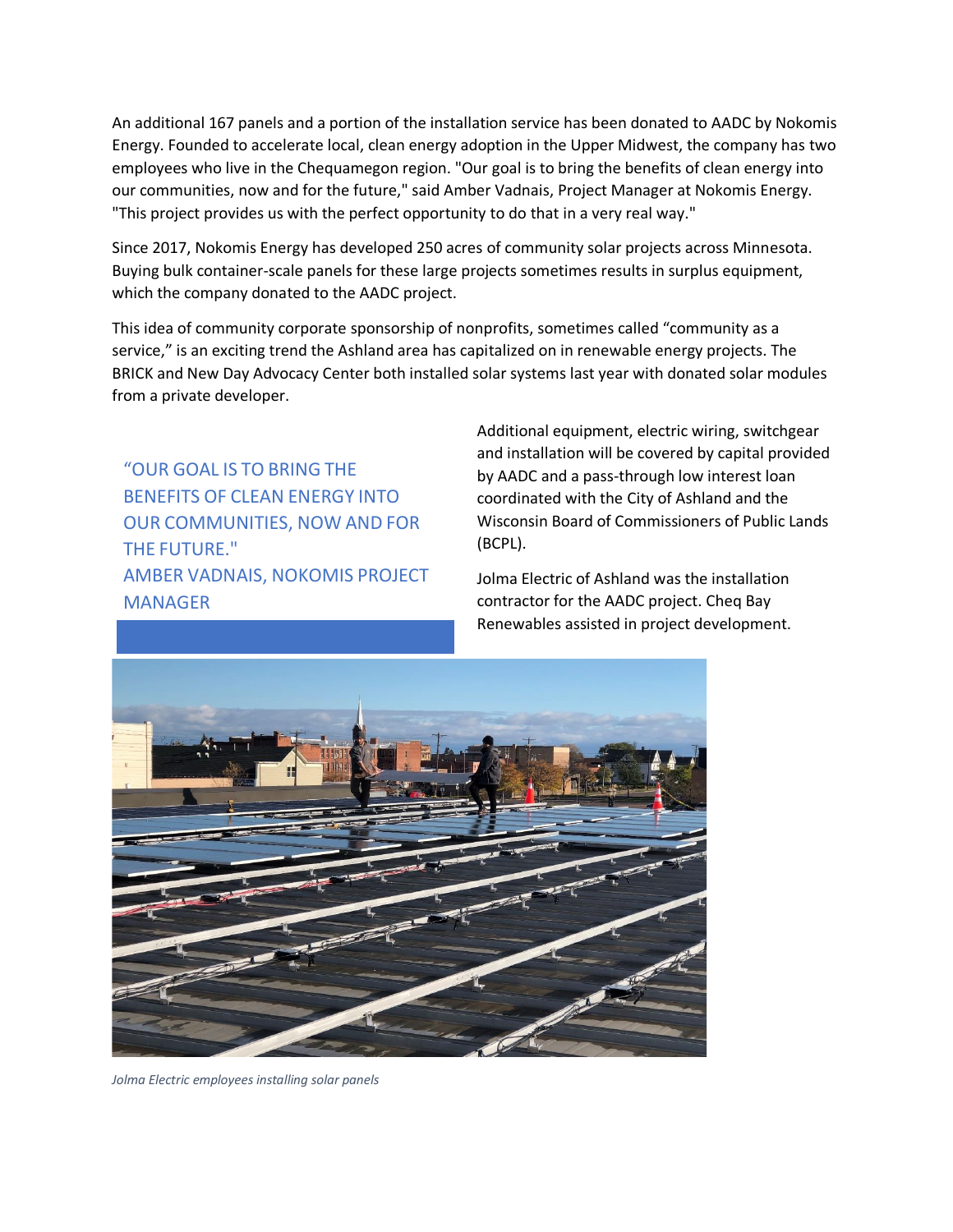An additional 167 panels and a portion of the installation service has been donated to AADC by Nokomis Energy. Founded to accelerate local, clean energy adoption in the Upper Midwest, the company has two employees who live in the Chequamegon region. "Our goal is to bring the benefits of clean energy into our communities, now and for the future," said Amber Vadnais, Project Manager at Nokomis Energy. "This project provides us with the perfect opportunity to do that in a very real way."

Since 2017, Nokomis Energy has developed 250 acres of community solar projects across Minnesota. Buying bulk container-scale panels for these large projects sometimes results in surplus equipment, which the company donated to the AADC project.

This idea of community corporate sponsorship of nonprofits, sometimes called "community as a service," is an exciting trend the Ashland area has capitalized on in renewable energy projects. The BRICK and New Day Advocacy Center both installed solar systems last year with donated solar modules from a private developer.

> "OUR GOAL IS TO BRING THE BENEFITS OF CLEAN ENERGY INTO OUR COMMUNITIES, NOW AND FOR THE FUTURE."
> AMBER VADNAIS, NOKOMIS PROJECT MANAGER

Additional equipment, electric wiring, switchgear and installation will be covered by capital provided by AADC and a pass-through low interest loan coordinated with the City of Ashland and the Wisconsin Board of Commissioners of Public Lands (BCPL).

Jolma Electric of Ashland was the installation contractor for the AADC project. Cheq Bay Renewables assisted in project development.

*Jolma Electric employees installing solar panels*